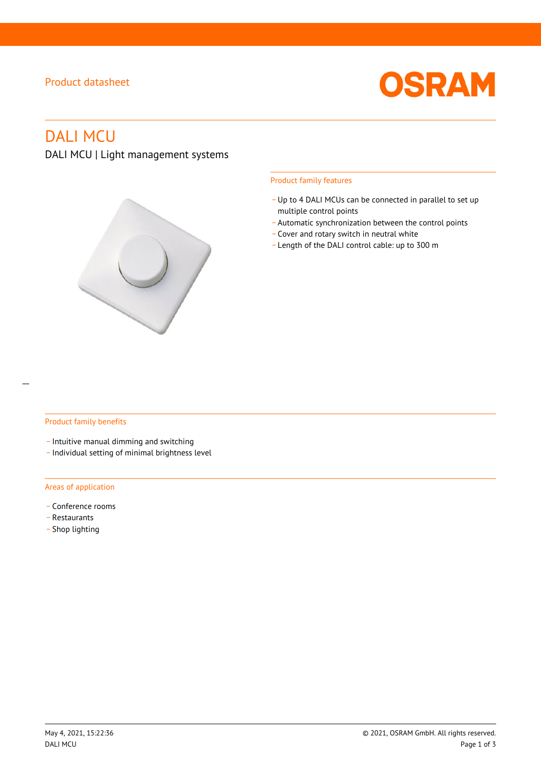Product datasheet

# DALI MCU

DALI MCU | Light management systems

## Product family features

- Up to 4 DALI MCUs can be connected in parallel to set up multiple control points
- Automatic synchronization between the control points
- Cover and rotary switch in neutral white
- Length of the DALI control cable: up to 300 m

## Product family benefits

- Intuitive manual dimming and switching
- Individual setting of minimal brightness level

## Areas of application

- Conference rooms
- Restaurants
- Shop lighting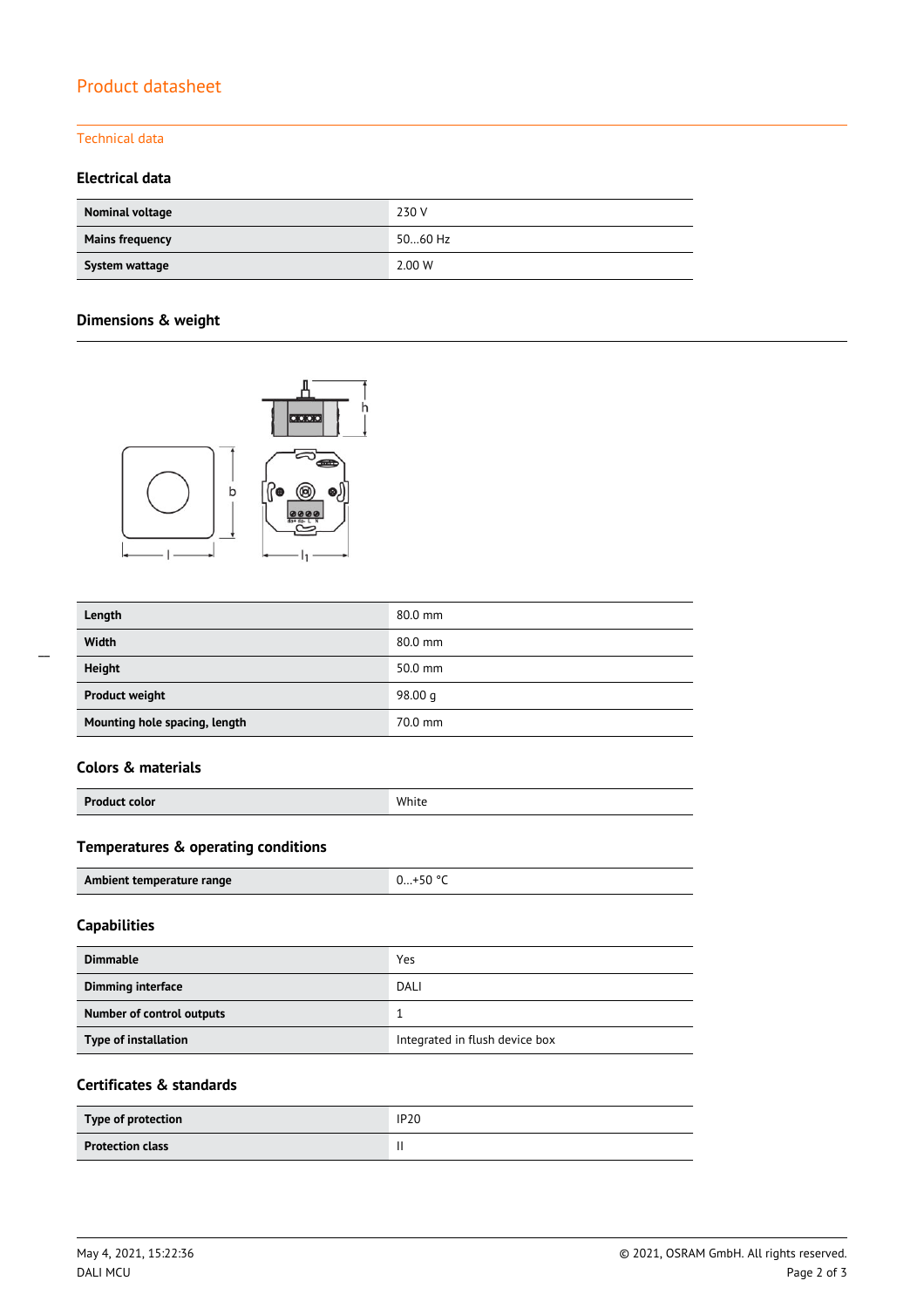# Product datasheet

## Technical data

### Electrical data

| Nominal voltage | 230 V |
|---|---|
| Mains frequency | 50…60 Hz |
| System wattage | 2.00 W |

### Dimensions & weight

| Length | 80.0 mm |
|---|---|
| Width | 80.0 mm |
| Height | 50.0 mm |
| Product weight | 98.00 g |
| Mounting hole spacing, length | 70.0 mm |

### Colors & materials

| Product color | White |
|---|---|

### Temperatures & operating conditions

| Ambient temperature range | 0…+50 °C |
|---|---|

### Capabilities

| Dimmable | Yes |
|---|---|
| Dimming interface | DALI |
| Number of control outputs | 1 |
| Type of installation | Integrated in flush device box |

### Certificates & standards

| Type of protection | IP20 |
|---|---|
| Protection class | II |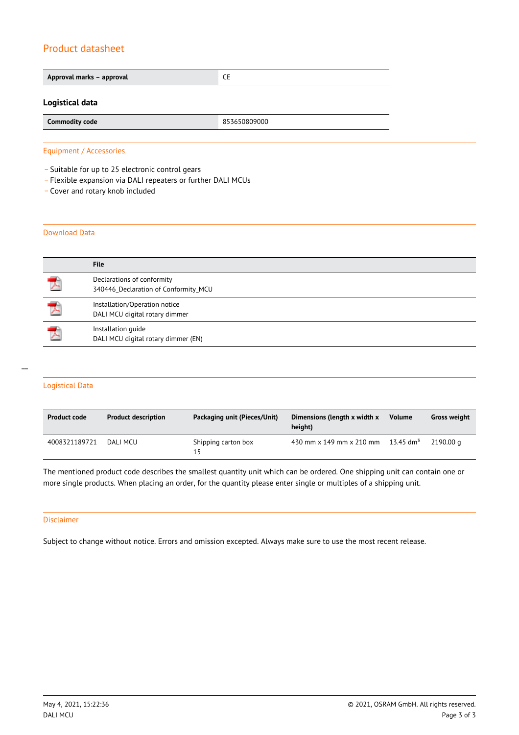## Product datasheet

| | |
|---|---|
| **Approval marks – approval** | CE |

### Logistical data

| | |
|---|---|
| **Commodity code** | 853650809000 |

## Equipment / Accessories

- Suitable for up to 25 electronic control gears
- Flexible expansion via DALI repeaters or further DALI MCUs
- Cover and rotary knob included

## Download Data

| | File |
|---|---|
| | Declarations of conformity<br>340446_Declaration of Conformity_MCU |
| | Installation/Operation notice<br>DALI MCU digital rotary dimmer |
| | Installation guide<br>DALI MCU digital rotary dimmer (EN) |

## Logistical Data

| Product code | Product description | Packaging unit (Pieces/Unit) | Dimensions (length x width x height) | Volume | Gross weight |
|---|---|---|---|---|---|
| 4008321189721 | DALI MCU | Shipping carton box<br>15 | 430 mm x 149 mm x 210 mm | 13.45 $dm^3$ | 2190.00 g |

The mentioned product code describes the smallest quantity unit which can be ordered. One shipping unit can contain one or more single products. When placing an order, for the quantity please enter single or multiples of a shipping unit.

## Disclaimer

Subject to change without notice. Errors and omission excepted. Always make sure to use the most recent release.